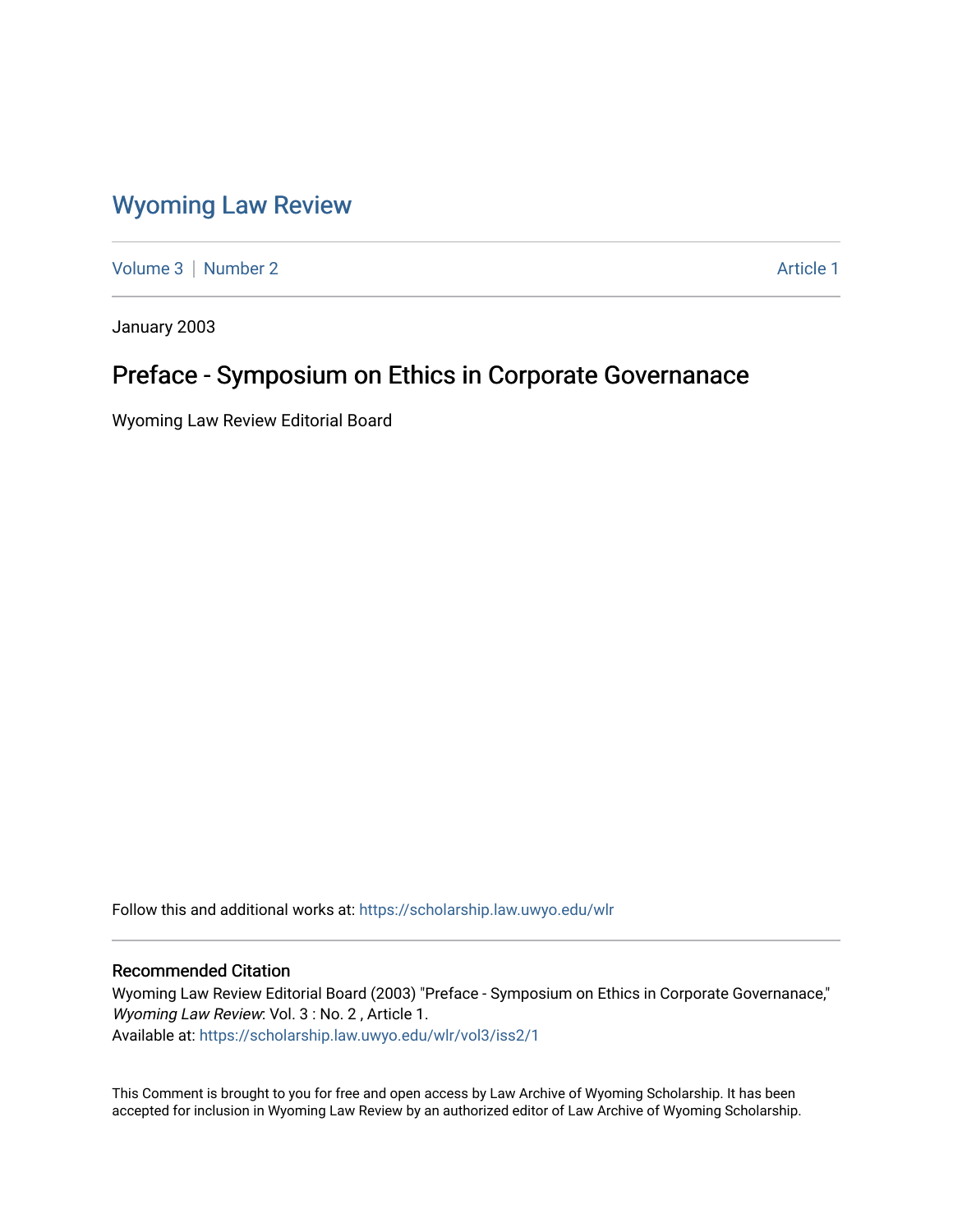# Wyoming Law Review

Volume 3 | Number 2 Article 1

January 2003

## Preface - Symposium on Ethics in Corporate Governanace

Wyoming Law Review Editorial Board

Follow this and additional works at: https://scholarship.law.uwyo.edu/wlr

### Recommended Citation

Wyoming Law Review Editorial Board (2003) "Preface - Symposium on Ethics in Corporate Governanace," *Wyoming Law Review*: Vol. 3 : No. 2 , Article 1.
Available at: https://scholarship.law.uwyo.edu/wlr/vol3/iss2/1

This Comment is brought to you for free and open access by Law Archive of Wyoming Scholarship. It has been accepted for inclusion in Wyoming Law Review by an authorized editor of Law Archive of Wyoming Scholarship.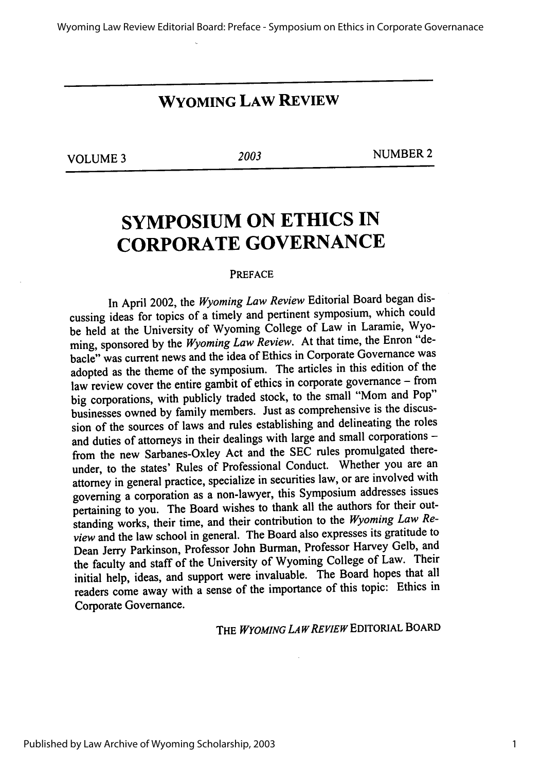# WYOMING LAW REVIEW

VOLUME 3 | 2003 | NUMBER 2

# SYMPOSIUM ON ETHICS IN CORPORATE GOVERNANCE

## PREFACE

In April 2002, the *Wyoming Law Review* Editorial Board began discussing ideas for topics of a timely and pertinent symposium, which could be held at the University of Wyoming College of Law in Laramie, Wyoming, sponsored by the *Wyoming Law Review*. At that time, the Enron "debacle" was current news and the idea of Ethics in Corporate Governance was adopted as the theme of the symposium. The articles in this edition of the law review cover the entire gambit of ethics in corporate governance – from big corporations, with publicly traded stock, to the small "Mom and Pop" businesses owned by family members. Just as comprehensive is the discussion of the sources of laws and rules establishing and delineating the roles and duties of attorneys in their dealings with large and small corporations – from the new Sarbanes-Oxley Act and the SEC rules promulgated thereunder, to the states' Rules of Professional Conduct. Whether you are an attorney in general practice, specialize in securities law, or are involved with governing a corporation as a non-lawyer, this Symposium addresses issues pertaining to you. The Board wishes to thank all the authors for their outstanding works, their time, and their contribution to the *Wyoming Law Review* and the law school in general. The Board also expresses its gratitude to Dean Jerry Parkinson, Professor John Burman, Professor Harvey Gelb, and the faculty and staff of the University of Wyoming College of Law. Their initial help, ideas, and support were invaluable. The Board hopes that all readers come away with a sense of the importance of this topic: Ethics in Corporate Governance.

THE *WYOMING LAW REVIEW* EDITORIAL BOARD